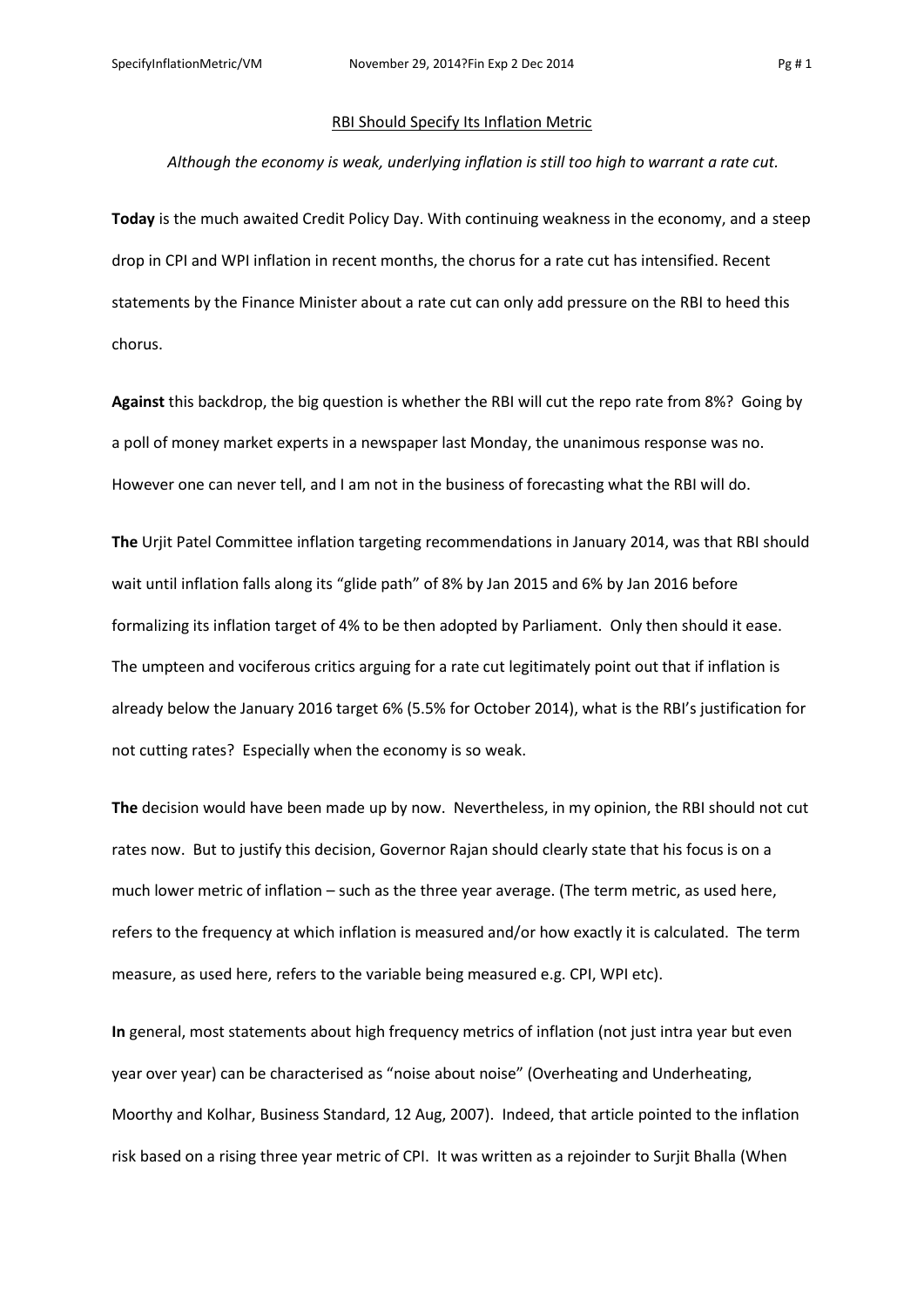RBI Should Specify Its Inflation Metric

*Although the economy is weak, underlying inflation is still too high to warrant a rate cut.*

**Today** is the much awaited Credit Policy Day. With continuing weakness in the economy, and a steep drop in CPI and WPI inflation in recent months, the chorus for a rate cut has intensified. Recent statements by the Finance Minister about a rate cut can only add pressure on the RBI to heed this chorus.

**Against** this backdrop, the big question is whether the RBI will cut the repo rate from 8%? Going by a poll of money market experts in a newspaper last Monday, the unanimous response was no. However one can never tell, and I am not in the business of forecasting what the RBI will do.

**The** Urjit Patel Committee inflation targeting recommendations in January 2014, was that RBI should wait until inflation falls along its "glide path" of 8% by Jan 2015 and 6% by Jan 2016 before formalizing its inflation target of 4% to be then adopted by Parliament. Only then should it ease. The umpteen and vociferous critics arguing for a rate cut legitimately point out that if inflation is already below the January 2016 target 6% (5.5% for October 2014), what is the RBI's justification for not cutting rates? Especially when the economy is so weak.

**The** decision would have been made up by now. Nevertheless, in my opinion, the RBI should not cut rates now. But to justify this decision, Governor Rajan should clearly state that his focus is on a much lower metric of inflation – such as the three year average. (The term metric, as used here, refers to the frequency at which inflation is measured and/or how exactly it is calculated. The term measure, as used here, refers to the variable being measured e.g. CPI, WPI etc).

**In** general, most statements about high frequency metrics of inflation (not just intra year but even year over year) can be characterised as "noise about noise" (Overheating and Underheating, Moorthy and Kolhar, Business Standard, 12 Aug, 2007). Indeed, that article pointed to the inflation risk based on a rising three year metric of CPI. It was written as a rejoinder to Surjit Bhalla (When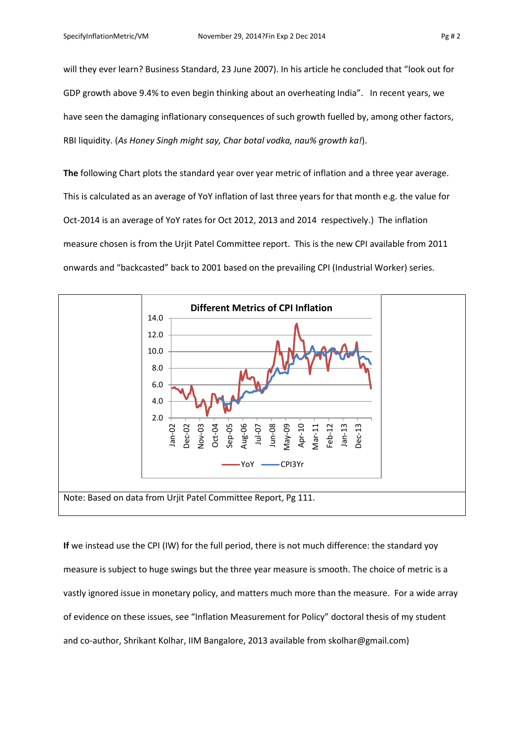will they ever learn? Business Standard, 23 June 2007). In his article he concluded that "look out for GDP growth above 9.4% to even begin thinking about an overheating India". In recent years, we have seen the damaging inflationary consequences of such growth fuelled by, among other factors, RBI liquidity. (*As Honey Singh might say, Char botal vodka, nau% growth ka!*).

**The** following Chart plots the standard year over year metric of inflation and a three year average. This is calculated as an average of YoY inflation of last three years for that month e.g. the value for Oct-2014 is an average of YoY rates for Oct 2012, 2013 and 2014 respectively.) The inflation measure chosen is from the Urjit Patel Committee report. This is the new CPI available from 2011 onwards and "backcasted" back to 2001 based on the prevailing CPI (Industrial Worker) series.

**Different Metrics of CPI Inflation**

Note: Based on data from Urjit Patel Committee Report, Pg 111.

**If** we instead use the CPI (IW) for the full period, there is not much difference: the standard yoy measure is subject to huge swings but the three year measure is smooth. The choice of metric is a vastly ignored issue in monetary policy, and matters much more than the measure. For a wide array of evidence on these issues, see "Inflation Measurement for Policy" doctoral thesis of my student and co-author, Shrikant Kolhar, IIM Bangalore, 2013 available from skolhar@gmail.com)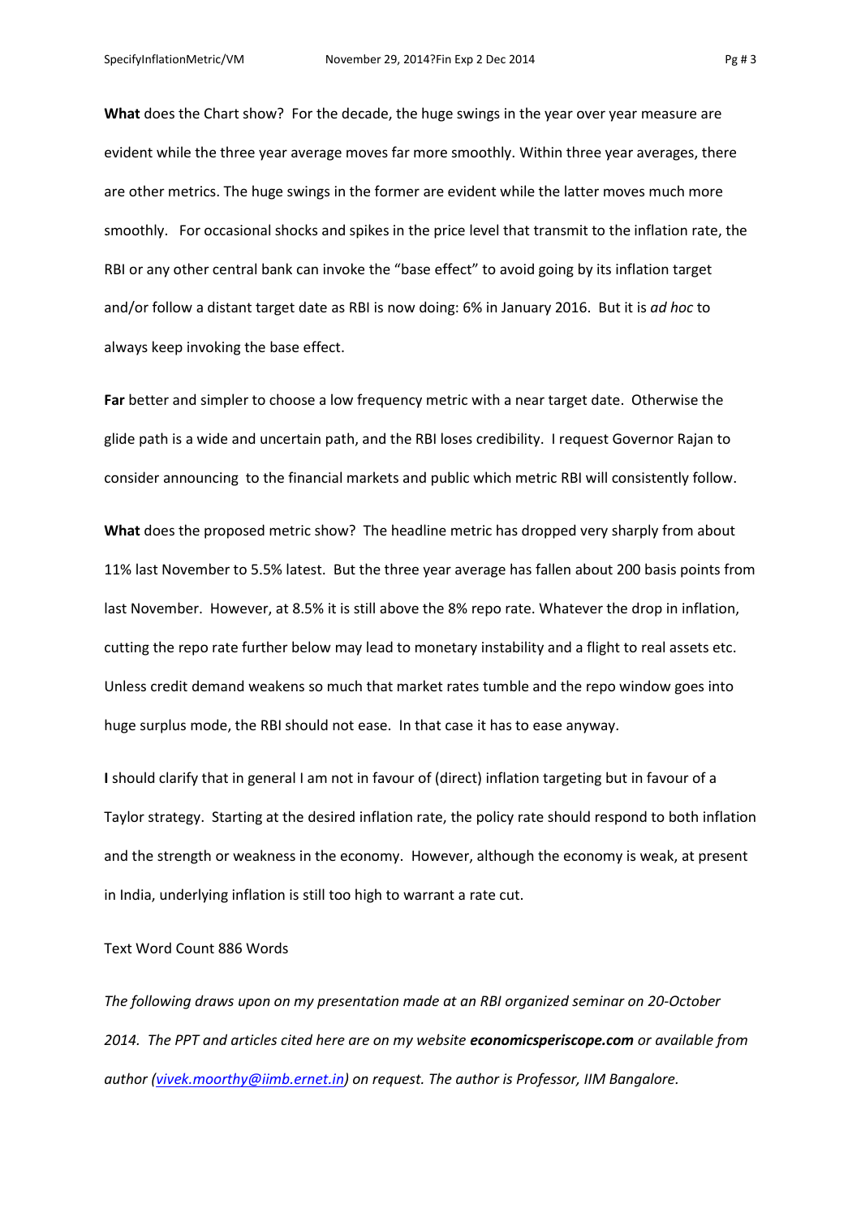**What** does the Chart show? For the decade, the huge swings in the year over year measure are evident while the three year average moves far more smoothly. Within three year averages, there are other metrics. The huge swings in the former are evident while the latter moves much more smoothly. For occasional shocks and spikes in the price level that transmit to the inflation rate, the RBI or any other central bank can invoke the "base effect" to avoid going by its inflation target and/or follow a distant target date as RBI is now doing: 6% in January 2016. But it is *ad hoc* to always keep invoking the base effect.

**Far** better and simpler to choose a low frequency metric with a near target date. Otherwise the glide path is a wide and uncertain path, and the RBI loses credibility. I request Governor Rajan to consider announcing to the financial markets and public which metric RBI will consistently follow.

**What** does the proposed metric show? The headline metric has dropped very sharply from about 11% last November to 5.5% latest. But the three year average has fallen about 200 basis points from last November. However, at 8.5% it is still above the 8% repo rate. Whatever the drop in inflation, cutting the repo rate further below may lead to monetary instability and a flight to real assets etc. Unless credit demand weakens so much that market rates tumble and the repo window goes into huge surplus mode, the RBI should not ease. In that case it has to ease anyway.

**I** should clarify that in general I am not in favour of (direct) inflation targeting but in favour of a Taylor strategy. Starting at the desired inflation rate, the policy rate should respond to both inflation and the strength or weakness in the economy. However, although the economy is weak, at present in India, underlying inflation is still too high to warrant a rate cut.

Text Word Count 886 Words

*The following draws upon on my presentation made at an RBI organized seminar on 20-October 2014. The PPT and articles cited here are on my website **economicsperiscope.com** or available from author (vivek.moorthy@iimb.ernet.in) on request. The author is Professor, IIM Bangalore.*